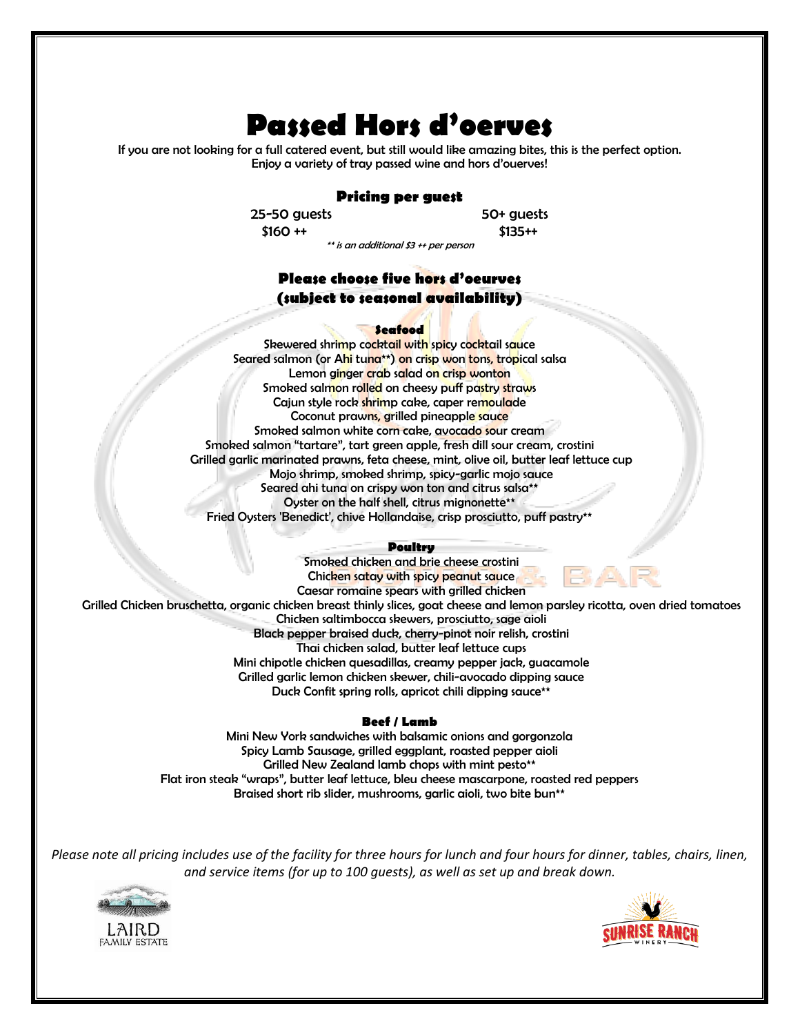# Passed Hors d'oerves

If you are not looking for a full catered event, but still would like amazing bites, this is the perfect option.
Enjoy a variety of tray passed wine and hors d'ouerves!

### Pricing per guest

| 25-50 guests | 50+ guests |
|---|---|
| $160 ++ | $135++ |

*\*\* is an additional $3 ++ per person*

### Please choose five hors d'oeurves (subject to seasonal availability)

**Seafood**

Skewered shrimp cocktail with spicy cocktail sauce
Seared salmon (or Ahi tuna**) on crisp won tons, tropical salsa
Lemon ginger crab salad on crisp wonton
Smoked salmon rolled on cheesy puff pastry straws
Cajun style rock shrimp cake, caper remoulade
Coconut prawns, grilled pineapple sauce
Smoked salmon white corn cake, avocado sour cream
Smoked salmon "tartare", tart green apple, fresh dill sour cream, crostini
Grilled garlic marinated prawns, feta cheese, mint, olive oil, butter leaf lettuce cup
Mojo shrimp, smoked shrimp, spicy-garlic mojo sauce
Seared ahi tuna on crispy won ton and citrus salsa**
Oyster on the half shell, citrus mignonette**
Fried Oysters 'Benedict', chive Hollandaise, crisp prosciutto, puff pastry**

**Poultry**

Smoked chicken and brie cheese crostini
Chicken satay with spicy peanut sauce
Caesar romaine spears with grilled chicken
Grilled Chicken bruschetta, organic chicken breast thinly slices, goat cheese and lemon parsley ricotta, oven dried tomatoes
Chicken saltimbocca skewers, prosciutto, sage aioli
Black pepper braised duck, cherry-pinot noir relish, crostini
Thai chicken salad, butter leaf lettuce cups
Mini chipotle chicken quesadillas, creamy pepper jack, guacamole
Grilled garlic lemon chicken skewer, chili-avocado dipping sauce
Duck Confit spring rolls, apricot chili dipping sauce**

**Beef / Lamb**

Mini New York sandwiches with balsamic onions and gorgonzola
Spicy Lamb Sausage, grilled eggplant, roasted pepper aioli
Grilled New Zealand lamb chops with mint pesto**
Flat iron steak "wraps", butter leaf lettuce, bleu cheese mascarpone, roasted red peppers
Braised short rib slider, mushrooms, garlic aioli, two bite bun**

*Please note all pricing includes use of the facility for three hours for lunch and four hours for dinner, tables, chairs, linen, and service items (for up to 100 guests), as well as set up and break down.*

LAIRD FAMILY ESTATE

SUNRISE RANCH WINERY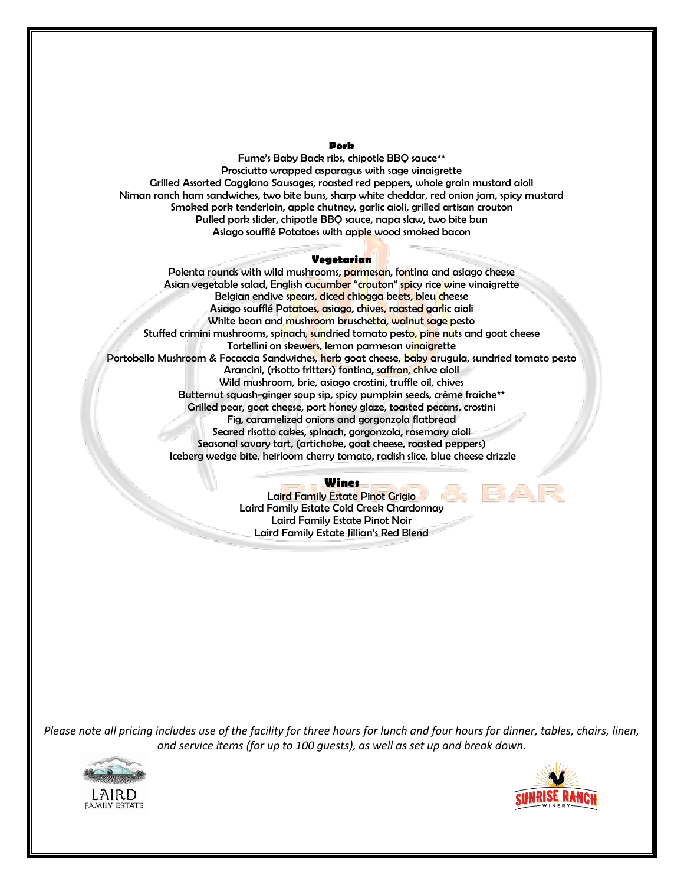### Pork

Fume's Baby Back ribs, chipotle BBQ sauce**
Prosciutto wrapped asparagus with sage vinaigrette
Grilled Assorted Caggiano Sausages, roasted red peppers, whole grain mustard aioli
Niman ranch ham sandwiches, two bite buns, sharp white cheddar, red onion jam, spicy mustard
Smoked pork tenderloin, apple chutney, garlic aioli, grilled artisan crouton
Pulled pork slider, chipotle BBQ sauce, napa slaw, two bite bun
Asiago soufflé Potatoes with apple wood smoked bacon

### Vegetarian

Polenta rounds with wild mushrooms, parmesan, fontina and asiago cheese
Asian vegetable salad, English cucumber "crouton" spicy rice wine vinaigrette
Belgian endive spears, diced chiogga beets, bleu cheese
Asiago soufflé Potatoes, asiago, chives, roasted garlic aioli
White bean and mushroom bruschetta, walnut sage pesto
Stuffed crimini mushrooms, spinach, sundried tomato pesto, pine nuts and goat cheese
Tortellini on skewers, lemon parmesan vinaigrette
Portobello Mushroom & Focaccia Sandwiches, herb goat cheese, baby arugula, sundried tomato pesto
Arancini, (risotto fritters) fontina, saffron, chive aioli
Wild mushroom, brie, asiago crostini, truffle oil, chives
Butternut squash-ginger soup sip, spicy pumpkin seeds, crème fraiche**
Grilled pear, goat cheese, port honey glaze, toasted pecans, crostini
Fig, caramelized onions and gorgonzola flatbread
Seared risotto cakes, spinach, gorgonzola, rosemary aioli
Seasonal savory tart, (artichoke, goat cheese, roasted peppers)
Iceberg wedge bite, heirloom cherry tomato, radish slice, blue cheese drizzle

### Wines

Laird Family Estate Pinot Grigio
Laird Family Estate Cold Creek Chardonnay
Laird Family Estate Pinot Noir
Laird Family Estate Jillian's Red Blend

*Please note all pricing includes use of the facility for three hours for lunch and four hours for dinner, tables, chairs, linen, and service items (for up to 100 guests), as well as set up and break down.*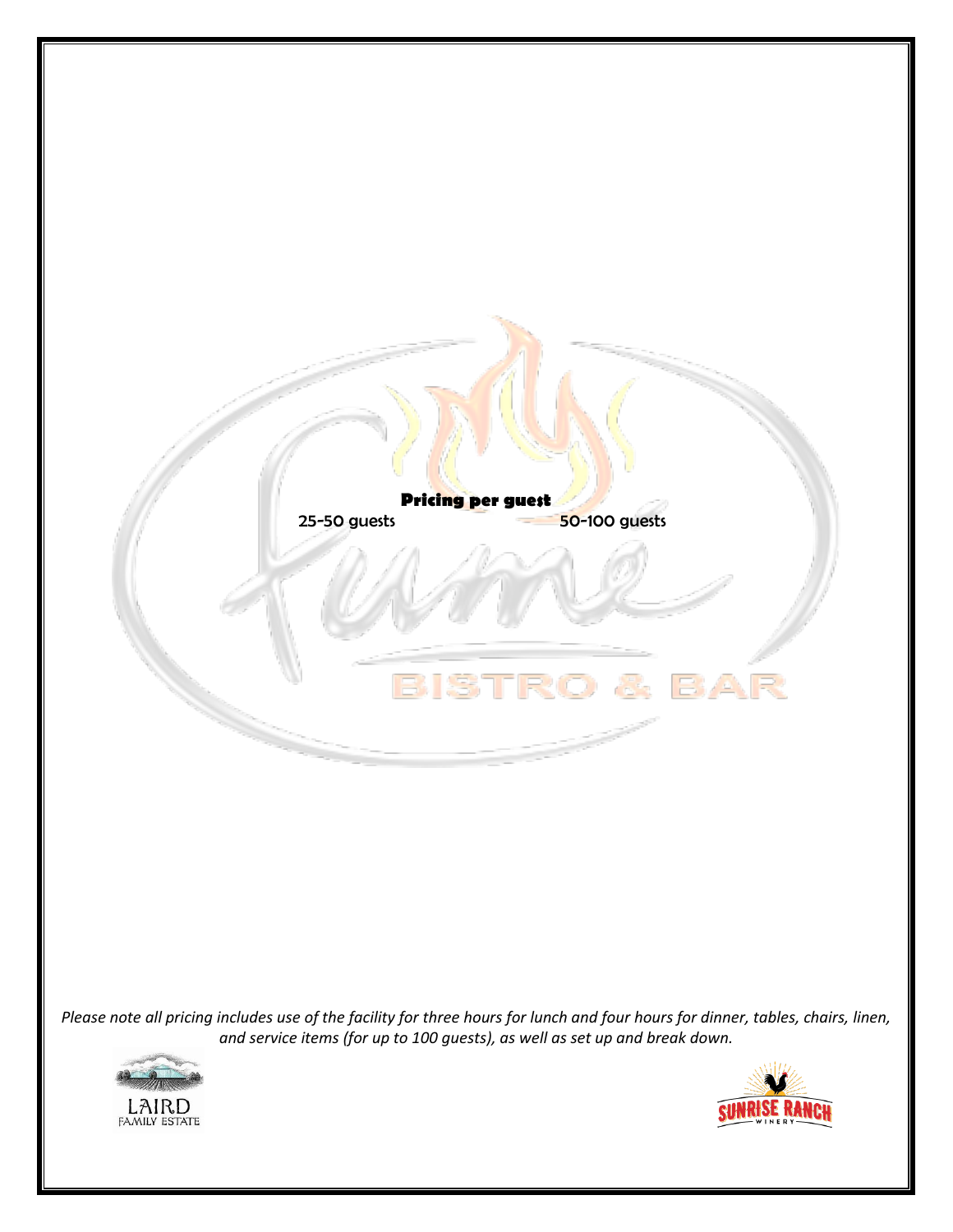**Pricing per guest**

| 25-50 guests | 50-100 guests |
| --- | --- |

*Please note all pricing includes use of the facility for three hours for lunch and four hours for dinner, tables, chairs, linen, and service items (for up to 100 guests), as well as set up and break down.*